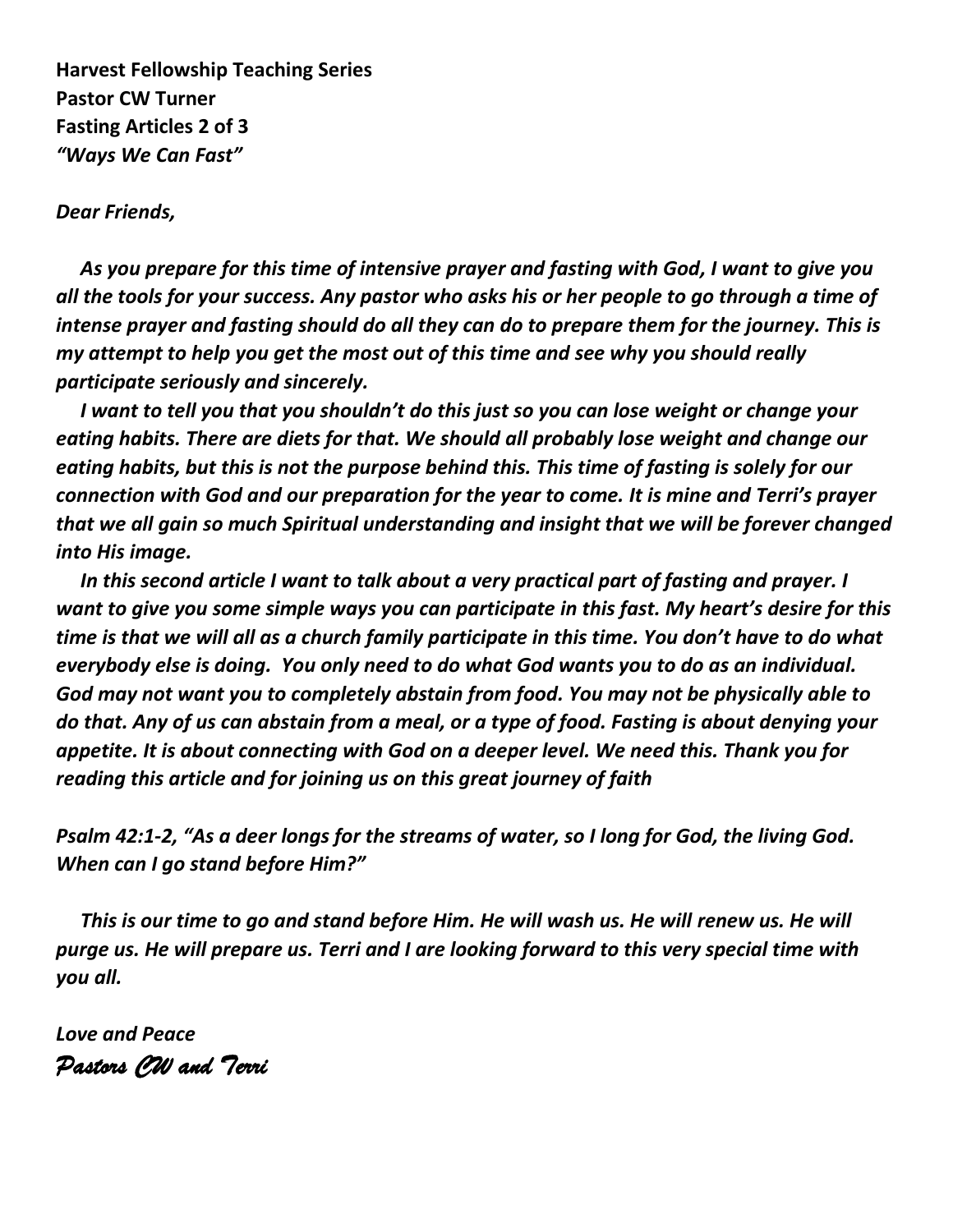**Harvest Fellowship Teaching Series**
**Pastor CW Turner**
**Fasting Articles 2 of 3**
***"Ways We Can Fast"***

***Dear Friends,***

***As you prepare for this time of intensive prayer and fasting with God, I want to give you all the tools for your success. Any pastor who asks his or her people to go through a time of intense prayer and fasting should do all they can do to prepare them for the journey. This is my attempt to help you get the most out of this time and see why you should really participate seriously and sincerely.***

***I want to tell you that you shouldn't do this just so you can lose weight or change your eating habits. There are diets for that. We should all probably lose weight and change our eating habits, but this is not the purpose behind this. This time of fasting is solely for our connection with God and our preparation for the year to come. It is mine and Terri's prayer that we all gain so much Spiritual understanding and insight that we will be forever changed into His image.***

***In this second article I want to talk about a very practical part of fasting and prayer. I want to give you some simple ways you can participate in this fast. My heart's desire for this time is that we will all as a church family participate in this time. You don't have to do what everybody else is doing. You only need to do what God wants you to do as an individual. God may not want you to completely abstain from food. You may not be physically able to do that. Any of us can abstain from a meal, or a type of food. Fasting is about denying your appetite. It is about connecting with God on a deeper level. We need this. Thank you for reading this article and for joining us on this great journey of faith***

***Psalm 42:1-2, "As a deer longs for the streams of water, so I long for God, the living God. When can I go stand before Him?"***

***This is our time to go and stand before Him. He will wash us. He will renew us. He will purge us. He will prepare us. Terri and I are looking forward to this very special time with you all.***

***Love and Peace***
*Pastors CW and Terri*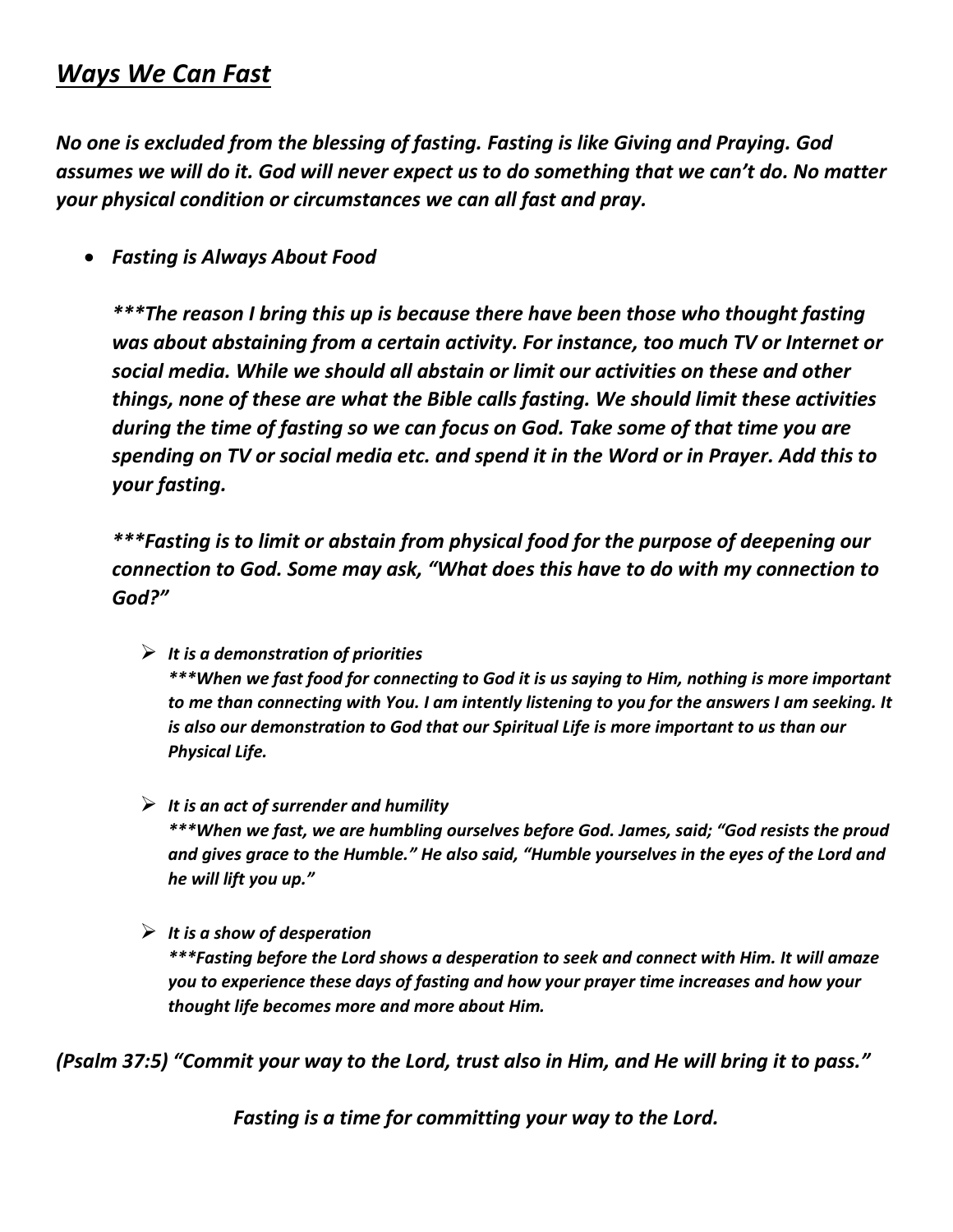## ***Ways We Can Fast***

***No one is excluded from the blessing of fasting. Fasting is like Giving and Praying. God assumes we will do it. God will never expect us to do something that we can't do. No matter your physical condition or circumstances we can all fast and pray.***

- ***Fasting is Always About Food***

  ****\*\*\*The reason I bring this up is because there have been those who thought fasting was about abstaining from a certain activity. For instance, too much TV or Internet or social media. While we should all abstain or limit our activities on these and other things, none of these are what the Bible calls fasting. We should limit these activities during the time of fasting so we can focus on God. Take some of that time you are spending on TV or social media etc. and spend it in the Word or in Prayer. Add this to your fasting.****

  ****\*\*\*Fasting is to limit or abstain from physical food for the purpose of deepening our connection to God. Some may ask, "What does this have to do with my connection to God?"****

  - ***It is a demonstration of priorities***
    ****\*\*\*When we fast food for connecting to God it is us saying to Him, nothing is more important to me than connecting with You. I am intently listening to you for the answers I am seeking. It is also our demonstration to God that our Spiritual Life is more important to us than our Physical Life.****

  - ***It is an act of surrender and humility***
    ****\*\*\*When we fast, we are humbling ourselves before God. James, said; "God resists the proud and gives grace to the Humble." He also said, "Humble yourselves in the eyes of the Lord and he will lift you up."****

  - ***It is a show of desperation***
    ****\*\*\*Fasting before the Lord shows a desperation to seek and connect with Him. It will amaze you to experience these days of fasting and how your prayer time increases and how your thought life becomes more and more about Him.****

***(Psalm 37:5) "Commit your way to the Lord, trust also in Him, and He will bring it to pass."***

***Fasting is a time for committing your way to the Lord.***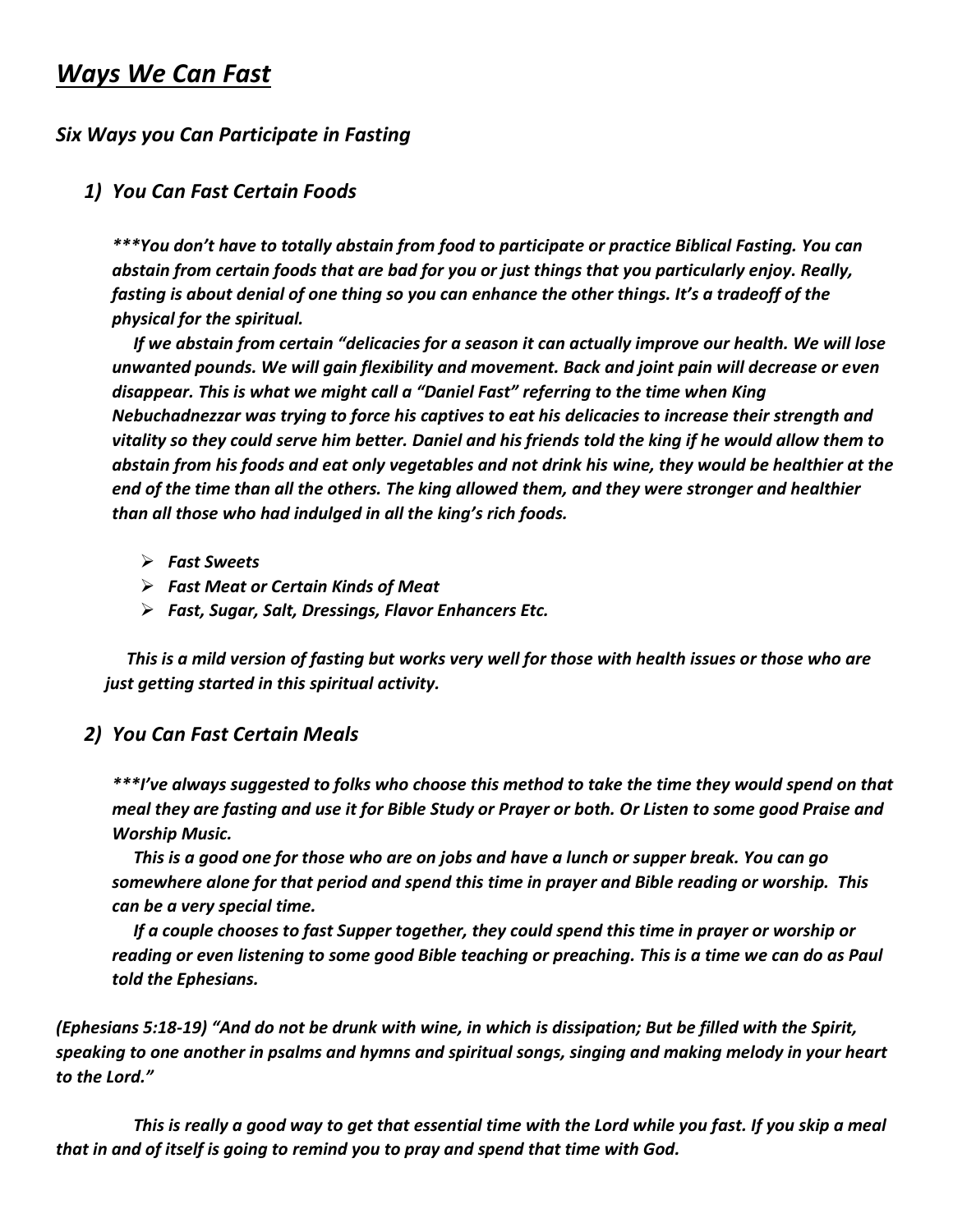# ***Ways We Can Fast***

## *Six Ways you Can Participate in Fasting*

### *1) You Can Fast Certain Foods*

****\*You don't have to totally abstain from food to participate or practice Biblical Fasting. You can abstain from certain foods that are bad for you or just things that you particularly enjoy. Really, fasting is about denial of one thing so you can enhance the other things. It's a tradeoff of the physical for the spiritual.***

***If we abstain from certain "delicacies for a season it can actually improve our health. We will lose unwanted pounds. We will gain flexibility and movement. Back and joint pain will decrease or even disappear. This is what we might call a "Daniel Fast" referring to the time when King Nebuchadnezzar was trying to force his captives to eat his delicacies to increase their strength and vitality so they could serve him better. Daniel and his friends told the king if he would allow them to abstain from his foods and eat only vegetables and not drink his wine, they would be healthier at the end of the time than all the others. The king allowed them, and they were stronger and healthier than all those who had indulged in all the king's rich foods.***

- ***Fast Sweets***
- ***Fast Meat or Certain Kinds of Meat***
- ***Fast, Sugar, Salt, Dressings, Flavor Enhancers Etc.***

***This is a mild version of fasting but works very well for those with health issues or those who are just getting started in this spiritual activity.***

### *2) You Can Fast Certain Meals*

****\*I've always suggested to folks who choose this method to take the time they would spend on that meal they are fasting and use it for Bible Study or Prayer or both. Or Listen to some good Praise and Worship Music.***

***This is a good one for those who are on jobs and have a lunch or supper break. You can go somewhere alone for that period and spend this time in prayer and Bible reading or worship. This can be a very special time.***

***If a couple chooses to fast Supper together, they could spend this time in prayer or worship or reading or even listening to some good Bible teaching or preaching. This is a time we can do as Paul told the Ephesians.***

***(Ephesians 5:18-19) "And do not be drunk with wine, in which is dissipation; But be filled with the Spirit, speaking to one another in psalms and hymns and spiritual songs, singing and making melody in your heart to the Lord."***

***This is really a good way to get that essential time with the Lord while you fast. If you skip a meal that in and of itself is going to remind you to pray and spend that time with God.***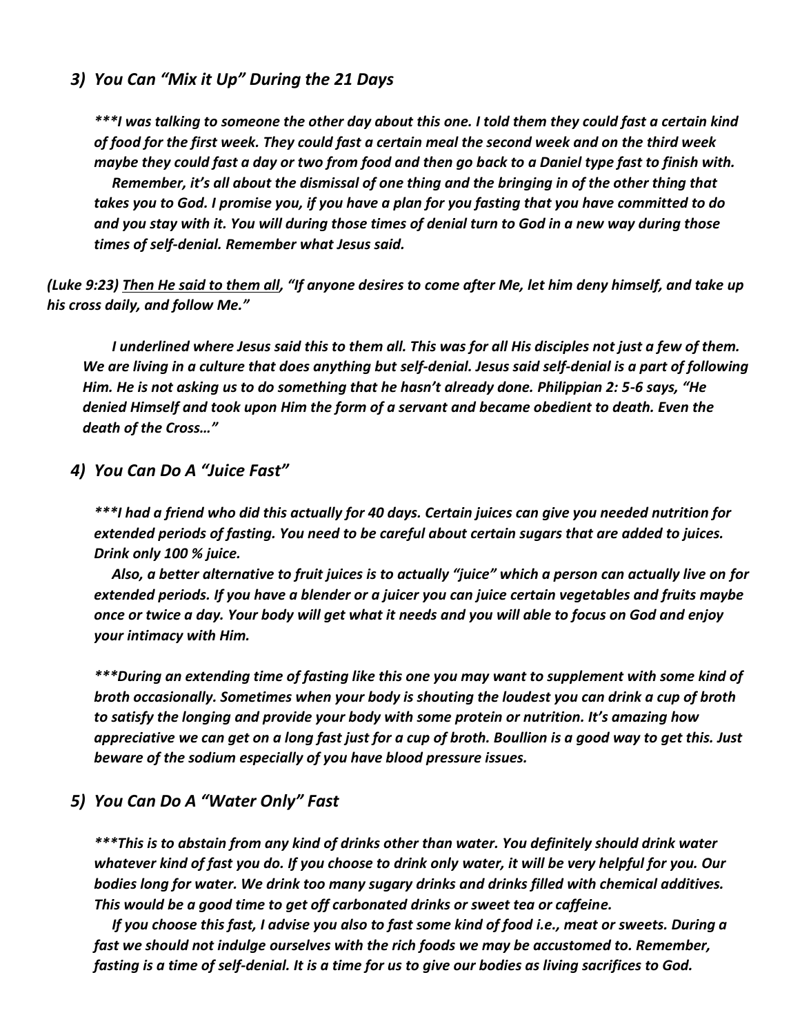### *3) You Can "Mix it Up" During the 21 Days*

***\*\*\*I was talking to someone the other day about this one. I told them they could fast a certain kind of food for the first week. They could fast a certain meal the second week and on the third week maybe they could fast a day or two from food and then go back to a Daniel type fast to finish with.***

***Remember, it's all about the dismissal of one thing and the bringing in of the other thing that takes you to God. I promise you, if you have a plan for you fasting that you have committed to do and you stay with it. You will during those times of denial turn to God in a new way during those times of self-denial. Remember what Jesus said.***

***(Luke 9:23) <u>Then He said to them all</u>, "If anyone desires to come after Me, let him deny himself, and take up his cross daily, and follow Me."***

***I underlined where Jesus said this to them all. This was for all His disciples not just a few of them. We are living in a culture that does anything but self-denial. Jesus said self-denial is a part of following Him. He is not asking us to do something that he hasn't already done. Philippian 2: 5-6 says, "He denied Himself and took upon Him the form of a servant and became obedient to death. Even the death of the Cross…"***

### *4) You Can Do A "Juice Fast"*

***\*\*\*I had a friend who did this actually for 40 days. Certain juices can give you needed nutrition for extended periods of fasting. You need to be careful about certain sugars that are added to juices. Drink only 100 % juice.***

***Also, a better alternative to fruit juices is to actually "juice" which a person can actually live on for extended periods. If you have a blender or a juicer you can juice certain vegetables and fruits maybe once or twice a day. Your body will get what it needs and you will able to focus on God and enjoy your intimacy with Him.***

***\*\*\*During an extending time of fasting like this one you may want to supplement with some kind of broth occasionally. Sometimes when your body is shouting the loudest you can drink a cup of broth to satisfy the longing and provide your body with some protein or nutrition. It's amazing how appreciative we can get on a long fast just for a cup of broth. Boullion is a good way to get this. Just beware of the sodium especially of you have blood pressure issues.***

### *5) You Can Do A "Water Only" Fast*

***\*\*\*This is to abstain from any kind of drinks other than water. You definitely should drink water whatever kind of fast you do. If you choose to drink only water, it will be very helpful for you. Our bodies long for water. We drink too many sugary drinks and drinks filled with chemical additives. This would be a good time to get off carbonated drinks or sweet tea or caffeine.***

***If you choose this fast, I advise you also to fast some kind of food i.e., meat or sweets. During a fast we should not indulge ourselves with the rich foods we may be accustomed to. Remember, fasting is a time of self-denial. It is a time for us to give our bodies as living sacrifices to God.***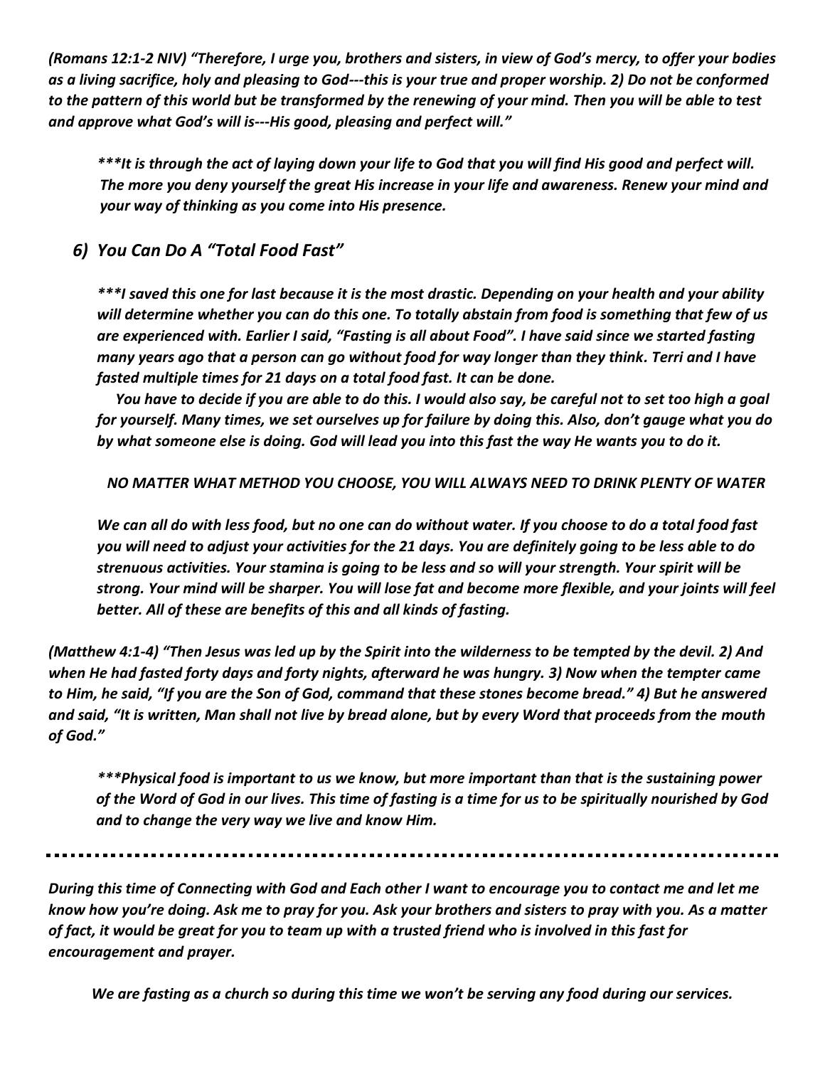*(Romans 12:1-2 NIV) "Therefore, I urge you, brothers and sisters, in view of God's mercy, to offer your bodies as a living sacrifice, holy and pleasing to God---this is your true and proper worship. 2) Do not be conformed to the pattern of this world but be transformed by the renewing of your mind. Then you will be able to test and approve what God's will is---His good, pleasing and perfect will."*

****It is through the act of laying down your life to God that you will find His good and perfect will. The more you deny yourself the great His increase in your life and awareness. Renew your mind and your way of thinking as you come into His presence.*

### *6) You Can Do A "Total Food Fast"*

****I saved this one for last because it is the most drastic. Depending on your health and your ability will determine whether you can do this one. To totally abstain from food is something that few of us are experienced with. Earlier I said, "Fasting is all about Food". I have said since we started fasting many years ago that a person can go without food for way longer than they think. Terri and I have fasted multiple times for 21 days on a total food fast. It can be done.*

*You have to decide if you are able to do this. I would also say, be careful not to set too high a goal for yourself. Many times, we set ourselves up for failure by doing this. Also, don't gauge what you do by what someone else is doing. God will lead you into this fast the way He wants you to do it.*

***NO MATTER WHAT METHOD YOU CHOOSE, YOU WILL ALWAYS NEED TO DRINK PLENTY OF WATER***

*We can all do with less food, but no one can do without water. If you choose to do a total food fast you will need to adjust your activities for the 21 days. You are definitely going to be less able to do strenuous activities. Your stamina is going to be less and so will your strength. Your spirit will be strong. Your mind will be sharper. You will lose fat and become more flexible, and your joints will feel better. All of these are benefits of this and all kinds of fasting.*

*(Matthew 4:1-4) "Then Jesus was led up by the Spirit into the wilderness to be tempted by the devil. 2) And when He had fasted forty days and forty nights, afterward he was hungry. 3) Now when the tempter came to Him, he said, "If you are the Son of God, command that these stones become bread." 4) But he answered and said, "It is written, Man shall not live by bread alone, but by every Word that proceeds from the mouth of God."*

****Physical food is important to us we know, but more important than that is the sustaining power of the Word of God in our lives. This time of fasting is a time for us to be spiritually nourished by God and to change the very way we live and know Him.*

---

*During this time of Connecting with God and Each other I want to encourage you to contact me and let me know how you're doing. Ask me to pray for you. Ask your brothers and sisters to pray with you. As a matter of fact, it would be great for you to team up with a trusted friend who is involved in this fast for encouragement and prayer.*

*We are fasting as a church so during this time we won't be serving any food during our services.*